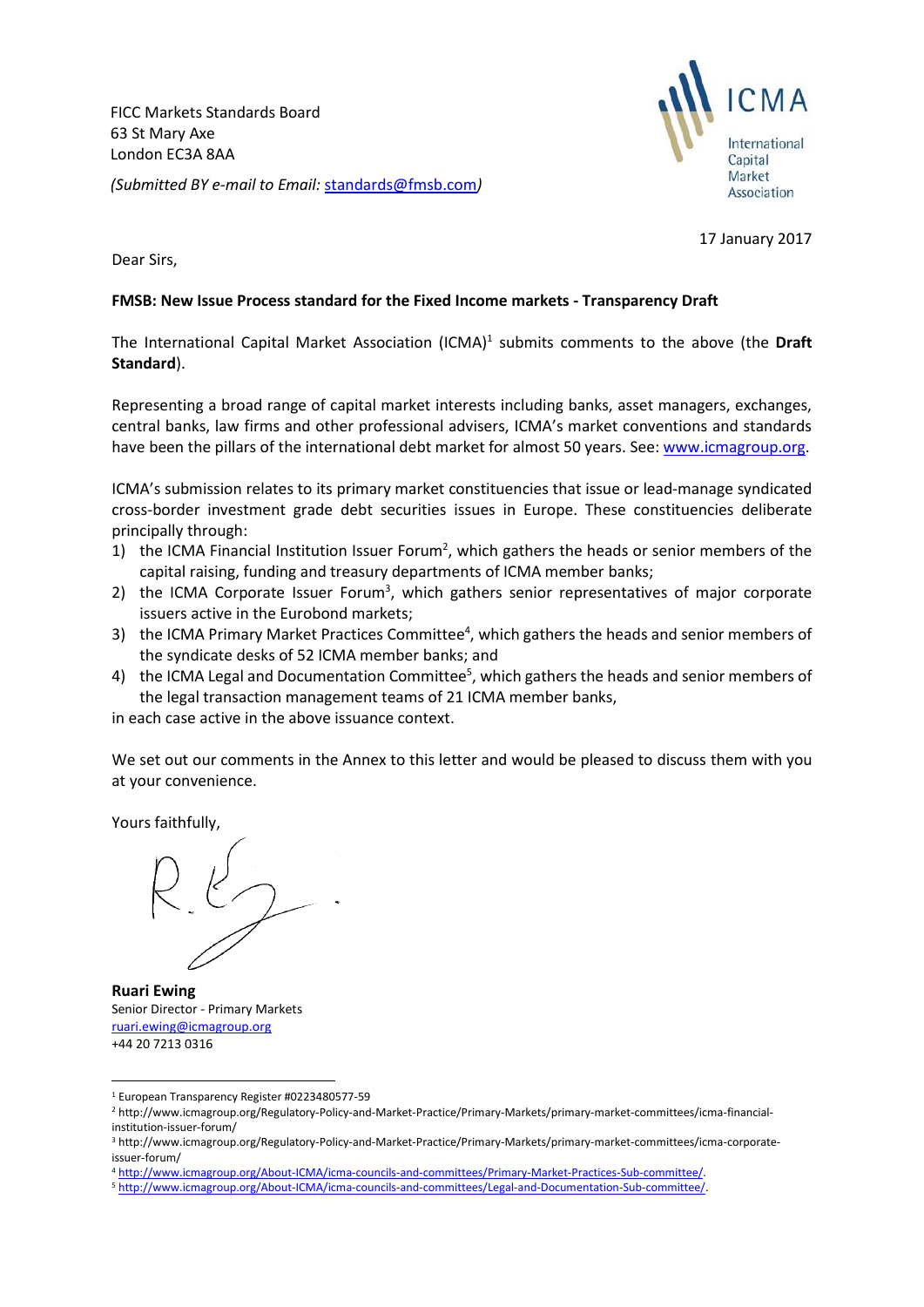FICC Markets Standards Board
63 St Mary Axe
London EC3A 8AA

*(Submitted BY e-mail to Email: standards@fmsb.com)*

ICMA
International Capital Market Association

17 January 2017

Dear Sirs,

**FMSB: New Issue Process standard for the Fixed Income markets - Transparency Draft**

The International Capital Market Association (ICMA)[1] submits comments to the above (the **Draft Standard**).

Representing a broad range of capital market interests including banks, asset managers, exchanges, central banks, law firms and other professional advisers, ICMA's market conventions and standards have been the pillars of the international debt market for almost 50 years. See: www.icmagroup.org.

ICMA's submission relates to its primary market constituencies that issue or lead-manage syndicated cross-border investment grade debt securities issues in Europe. These constituencies deliberate principally through:

1) the ICMA Financial Institution Issuer Forum[2], which gathers the heads or senior members of the capital raising, funding and treasury departments of ICMA member banks;
2) the ICMA Corporate Issuer Forum[3], which gathers senior representatives of major corporate issuers active in the Eurobond markets;
3) the ICMA Primary Market Practices Committee[4], which gathers the heads and senior members of the syndicate desks of 52 ICMA member banks; and
4) the ICMA Legal and Documentation Committee[5], which gathers the heads and senior members of the legal transaction management teams of 21 ICMA member banks,

in each case active in the above issuance context.

We set out our comments in the Annex to this letter and would be pleased to discuss them with you at your convenience.

Yours faithfully,

**Ruari Ewing**
Senior Director - Primary Markets
ruari.ewing@icmagroup.org
+44 20 7213 0316

---

[1] European Transparency Register #0223480577-59

[2] http://www.icmagroup.org/Regulatory-Policy-and-Market-Practice/Primary-Markets/primary-market-committees/icma-financial-institution-issuer-forum/

[3] http://www.icmagroup.org/Regulatory-Policy-and-Market-Practice/Primary-Markets/primary-market-committees/icma-corporate-issuer-forum/

[4] http://www.icmagroup.org/About-ICMA/icma-councils-and-committees/Primary-Market-Practices-Sub-committee/.

[5] http://www.icmagroup.org/About-ICMA/icma-councils-and-committees/Legal-and-Documentation-Sub-committee/.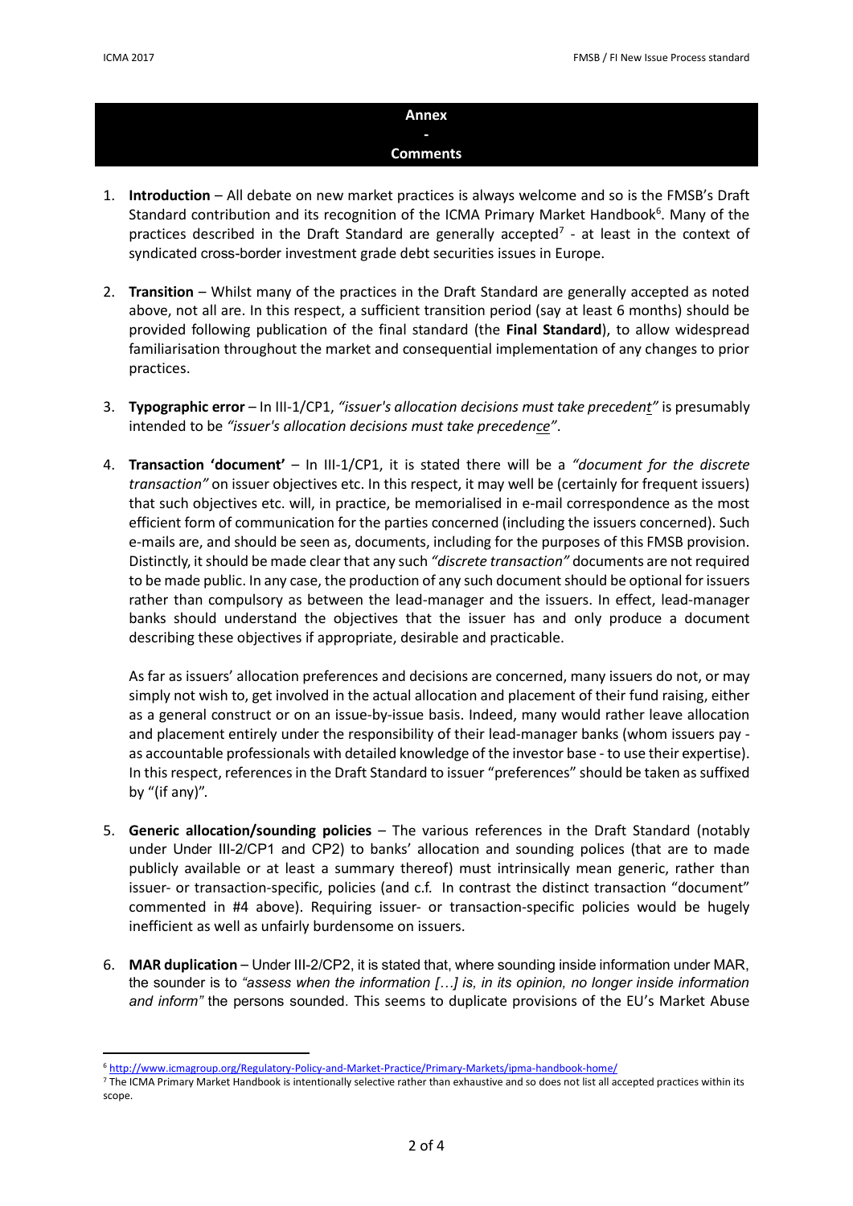## Annex
## -
## Comments

1. **Introduction** – All debate on new market practices is always welcome and so is the FMSB's Draft Standard contribution and its recognition of the ICMA Primary Market Handbook[6]. Many of the practices described in the Draft Standard are generally accepted[7] - at least in the context of syndicated cross-border investment grade debt securities issues in Europe.

2. **Transition** – Whilst many of the practices in the Draft Standard are generally accepted as noted above, not all are. In this respect, a sufficient transition period (say at least 6 months) should be provided following publication of the final standard (the **Final Standard**), to allow widespread familiarisation throughout the market and consequential implementation of any changes to prior practices.

3. **Typographic error** – In III-1/CP1, *"issuer's allocation decisions must take precedent"* is presumably intended to be *"issuer's allocation decisions must take precedence"*.

4. **Transaction 'document'** – In III-1/CP1, it is stated there will be a *"document for the discrete transaction"* on issuer objectives etc. In this respect, it may well be (certainly for frequent issuers) that such objectives etc. will, in practice, be memorialised in e-mail correspondence as the most efficient form of communication for the parties concerned (including the issuers concerned). Such e-mails are, and should be seen as, documents, including for the purposes of this FMSB provision. Distinctly, it should be made clear that any such *"discrete transaction"* documents are not required to be made public. In any case, the production of any such document should be optional for issuers rather than compulsory as between the lead-manager and the issuers. In effect, lead-manager banks should understand the objectives that the issuer has and only produce a document describing these objectives if appropriate, desirable and practicable.

   As far as issuers' allocation preferences and decisions are concerned, many issuers do not, or may simply not wish to, get involved in the actual allocation and placement of their fund raising, either as a general construct or on an issue-by-issue basis. Indeed, many would rather leave allocation and placement entirely under the responsibility of their lead-manager banks (whom issuers pay - as accountable professionals with detailed knowledge of the investor base - to use their expertise). In this respect, references in the Draft Standard to issuer "preferences" should be taken as suffixed by "(if any)".

5. **Generic allocation/sounding policies** – The various references in the Draft Standard (notably under Under III-2/CP1 and CP2) to banks' allocation and sounding polices (that are to made publicly available or at least a summary thereof) must intrinsically mean generic, rather than issuer- or transaction-specific, policies (and c.f. In contrast the distinct transaction "document" commented in #4 above). Requiring issuer- or transaction-specific policies would be hugely inefficient as well as unfairly burdensome on issuers.

6. **MAR duplication** – Under III-2/CP2, it is stated that, where sounding inside information under MAR, the sounder is to *"assess when the information […] is, in its opinion, no longer inside information and inform"* the persons sounded. This seems to duplicate provisions of the EU's Market Abuse

---

[6] http://www.icmagroup.org/Regulatory-Policy-and-Market-Practice/Primary-Markets/ipma-handbook-home/

[7] The ICMA Primary Market Handbook is intentionally selective rather than exhaustive and so does not list all accepted practices within its scope.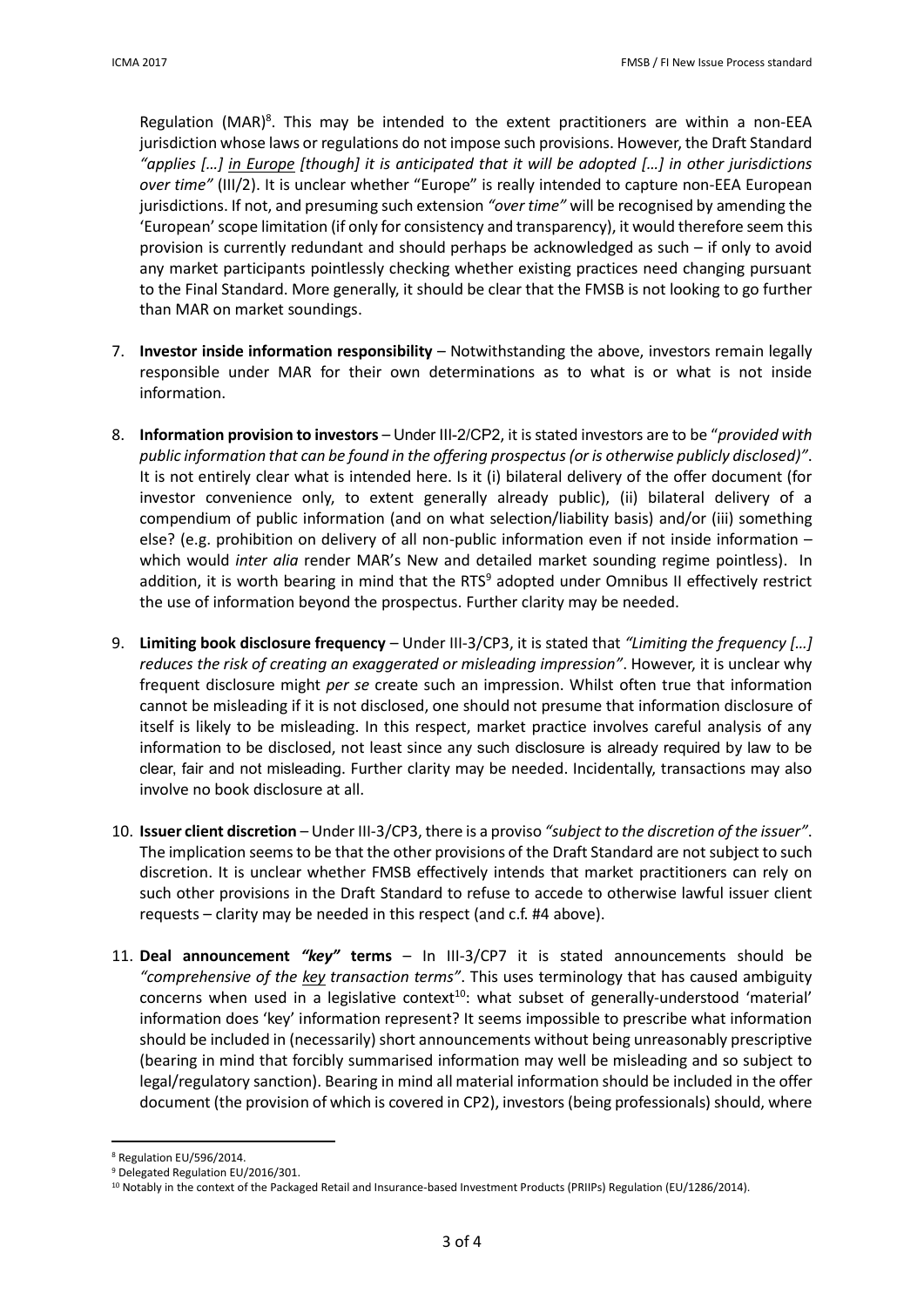Regulation (MAR)[8]. This may be intended to the extent practitioners are within a non-EEA jurisdiction whose laws or regulations do not impose such provisions. However, the Draft Standard *"applies […] in Europe [though] it is anticipated that it will be adopted […] in other jurisdictions over time"* (III/2). It is unclear whether "Europe" is really intended to capture non-EEA European jurisdictions. If not, and presuming such extension *"over time"* will be recognised by amending the 'European' scope limitation (if only for consistency and transparency), it would therefore seem this provision is currently redundant and should perhaps be acknowledged as such – if only to avoid any market participants pointlessly checking whether existing practices need changing pursuant to the Final Standard. More generally, it should be clear that the FMSB is not looking to go further than MAR on market soundings.

7. **Investor inside information responsibility** – Notwithstanding the above, investors remain legally responsible under MAR for their own determinations as to what is or what is not inside information.

8. **Information provision to investors** – Under III-2/CP2, it is stated investors are to be "*provided with public information that can be found in the offering prospectus (or is otherwise publicly disclosed)"*. It is not entirely clear what is intended here. Is it (i) bilateral delivery of the offer document (for investor convenience only, to extent generally already public), (ii) bilateral delivery of a compendium of public information (and on what selection/liability basis) and/or (iii) something else? (e.g. prohibition on delivery of all non-public information even if not inside information – which would *inter alia* render MAR's New and detailed market sounding regime pointless). In addition, it is worth bearing in mind that the RTS[9] adopted under Omnibus II effectively restrict the use of information beyond the prospectus. Further clarity may be needed.

9. **Limiting book disclosure frequency** – Under III-3/CP3, it is stated that *"Limiting the frequency […] reduces the risk of creating an exaggerated or misleading impression"*. However, it is unclear why frequent disclosure might *per se* create such an impression. Whilst often true that information cannot be misleading if it is not disclosed, one should not presume that information disclosure of itself is likely to be misleading. In this respect, market practice involves careful analysis of any information to be disclosed, not least since any such disclosure is already required by law to be clear, fair and not misleading. Further clarity may be needed. Incidentally, transactions may also involve no book disclosure at all.

10. **Issuer client discretion** – Under III-3/CP3, there is a proviso *"subject to the discretion of the issuer"*. The implication seems to be that the other provisions of the Draft Standard are not subject to such discretion. It is unclear whether FMSB effectively intends that market practitioners can rely on such other provisions in the Draft Standard to refuse to accede to otherwise lawful issuer client requests – clarity may be needed in this respect (and c.f. #4 above).

11. **Deal announcement *"key"* terms** – In III-3/CP7 it is stated announcements should be *"comprehensive of the key transaction terms"*. This uses terminology that has caused ambiguity concerns when used in a legislative context[10]: what subset of generally-understood 'material' information does 'key' information represent? It seems impossible to prescribe what information should be included in (necessarily) short announcements without being unreasonably prescriptive (bearing in mind that forcibly summarised information may well be misleading and so subject to legal/regulatory sanction). Bearing in mind all material information should be included in the offer document (the provision of which is covered in CP2), investors (being professionals) should, where

---

[8] Regulation EU/596/2014.

[9] Delegated Regulation EU/2016/301.

[10] Notably in the context of the Packaged Retail and Insurance-based Investment Products (PRIIPs) Regulation (EU/1286/2014).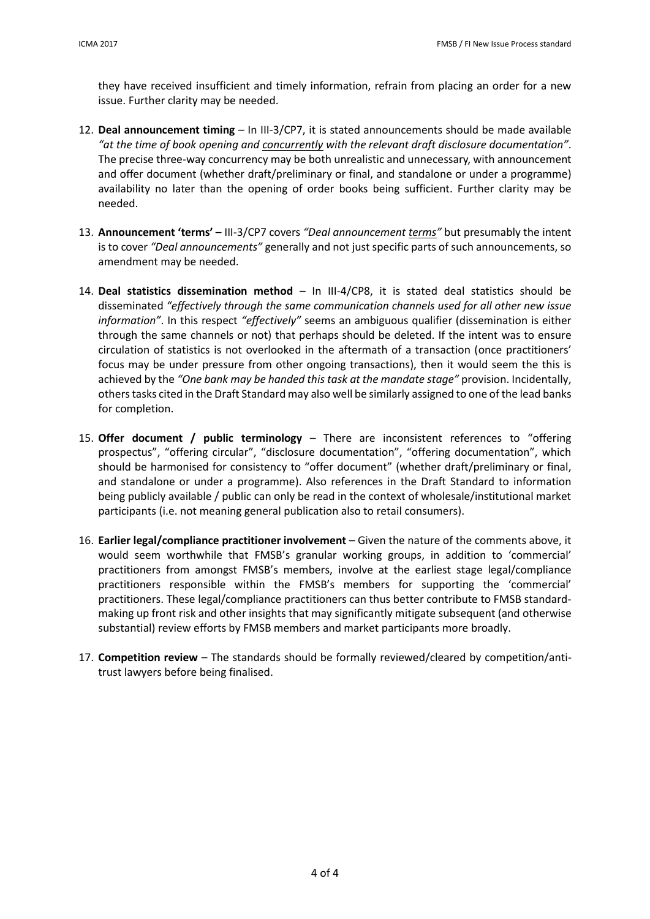they have received insufficient and timely information, refrain from placing an order for a new issue. Further clarity may be needed.

12. **Deal announcement timing** – In III-3/CP7, it is stated announcements should be made available *"at the time of book opening and concurrently with the relevant draft disclosure documentation"*. The precise three-way concurrency may be both unrealistic and unnecessary, with announcement and offer document (whether draft/preliminary or final, and standalone or under a programme) availability no later than the opening of order books being sufficient. Further clarity may be needed.

13. **Announcement 'terms'** – III-3/CP7 covers *"Deal announcement terms"* but presumably the intent is to cover *"Deal announcements"* generally and not just specific parts of such announcements, so amendment may be needed.

14. **Deal statistics dissemination method** – In III-4/CP8, it is stated deal statistics should be disseminated *"effectively through the same communication channels used for all other new issue information"*. In this respect *"effectively"* seems an ambiguous qualifier (dissemination is either through the same channels or not) that perhaps should be deleted. If the intent was to ensure circulation of statistics is not overlooked in the aftermath of a transaction (once practitioners' focus may be under pressure from other ongoing transactions), then it would seem the this is achieved by the *"One bank may be handed this task at the mandate stage"* provision. Incidentally, others tasks cited in the Draft Standard may also well be similarly assigned to one of the lead banks for completion.

15. **Offer document / public terminology** – There are inconsistent references to "offering prospectus", "offering circular", "disclosure documentation", "offering documentation", which should be harmonised for consistency to "offer document" (whether draft/preliminary or final, and standalone or under a programme). Also references in the Draft Standard to information being publicly available / public can only be read in the context of wholesale/institutional market participants (i.e. not meaning general publication also to retail consumers).

16. **Earlier legal/compliance practitioner involvement** – Given the nature of the comments above, it would seem worthwhile that FMSB's granular working groups, in addition to 'commercial' practitioners from amongst FMSB's members, involve at the earliest stage legal/compliance practitioners responsible within the FMSB's members for supporting the 'commercial' practitioners. These legal/compliance practitioners can thus better contribute to FMSB standard-making up front risk and other insights that may significantly mitigate subsequent (and otherwise substantial) review efforts by FMSB members and market participants more broadly.

17. **Competition review** – The standards should be formally reviewed/cleared by competition/anti-trust lawyers before being finalised.